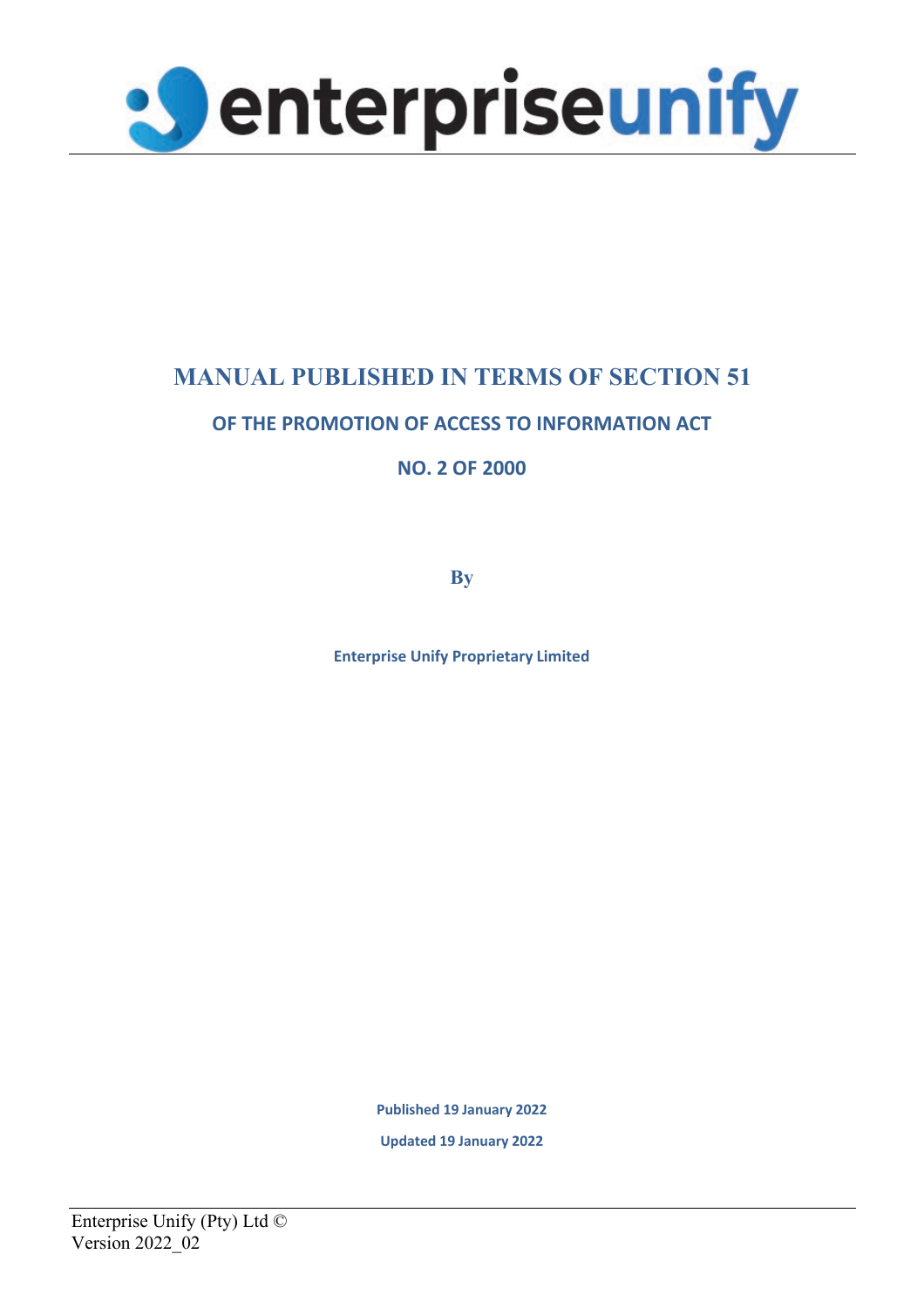# MANUAL PUBLISHED IN TERMS OF SECTION 51

## OF THE PROMOTION OF ACCESS TO INFORMATION ACT

## NO. 2 OF 2000

**By**

**Enterprise Unify Proprietary Limited**

**Published 19 January 2022**

**Updated 19 January 2022**

Enterprise Unify (Pty) Ltd ©
Version 2022_02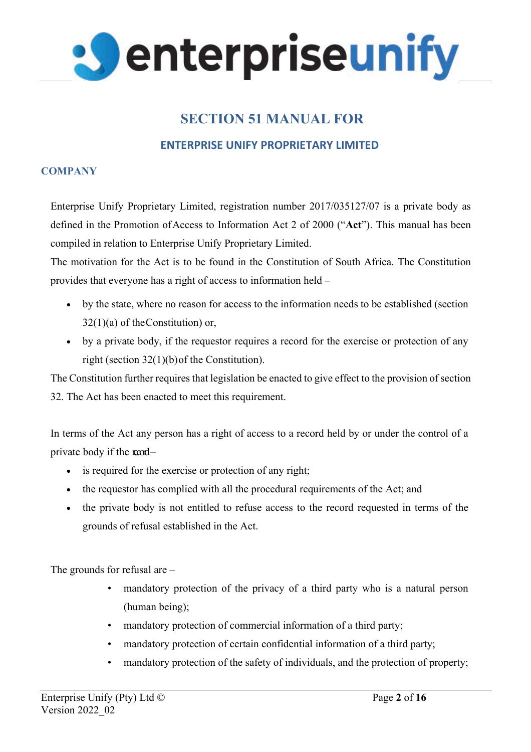# SECTION 51 MANUAL FOR

## ENTERPRISE UNIFY PROPRIETARY LIMITED

### COMPANY

Enterprise Unify Proprietary Limited, registration number 2017/035127/07 is a private body as defined in the Promotion of Access to Information Act 2 of 2000 ("**Act**"). This manual has been compiled in relation to Enterprise Unify Proprietary Limited.

The motivation for the Act is to be found in the Constitution of South Africa. The Constitution provides that everyone has a right of access to information held –

- by the state, where no reason for access to the information needs to be established (section 32(1)(a) of the Constitution) or,
- by a private body, if the requestor requires a record for the exercise or protection of any right (section 32(1)(b) of the Constitution).

The Constitution further requires that legislation be enacted to give effect to the provision of section 32. The Act has been enacted to meet this requirement.

In terms of the Act any person has a right of access to a record held by or under the control of a private body if the record –

- is required for the exercise or protection of any right;
- the requestor has complied with all the procedural requirements of the Act; and
- the private body is not entitled to refuse access to the record requested in terms of the grounds of refusal established in the Act.

The grounds for refusal are –

- mandatory protection of the privacy of a third party who is a natural person (human being);
- mandatory protection of commercial information of a third party;
- mandatory protection of certain confidential information of a third party;
- mandatory protection of the safety of individuals, and the protection of property;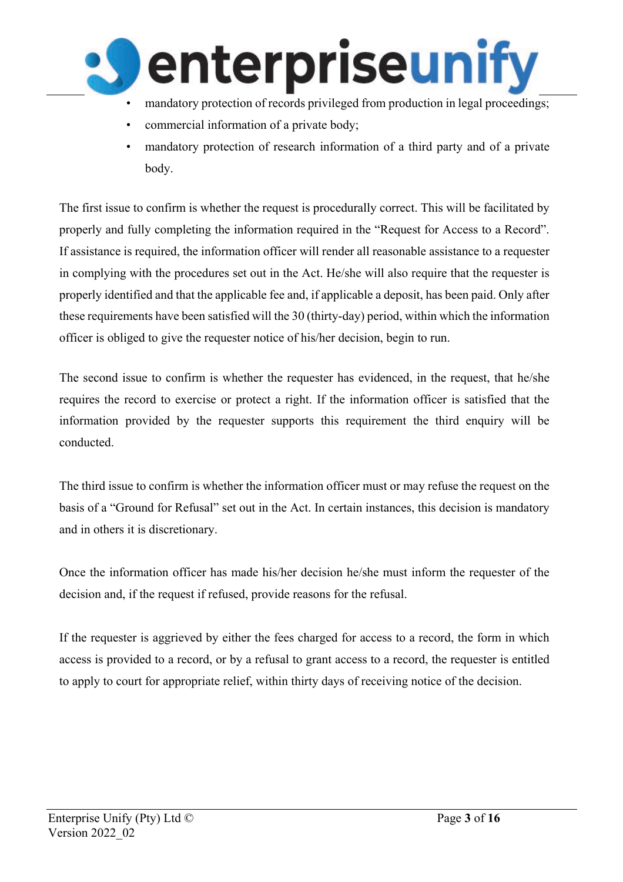- mandatory protection of records privileged from production in legal proceedings;
- commercial information of a private body;
- mandatory protection of research information of a third party and of a private body.

The first issue to confirm is whether the request is procedurally correct. This will be facilitated by properly and fully completing the information required in the "Request for Access to a Record". If assistance is required, the information officer will render all reasonable assistance to a requester in complying with the procedures set out in the Act. He/she will also require that the requester is properly identified and that the applicable fee and, if applicable a deposit, has been paid. Only after these requirements have been satisfied will the 30 (thirty-day) period, within which the information officer is obliged to give the requester notice of his/her decision, begin to run.

The second issue to confirm is whether the requester has evidenced, in the request, that he/she requires the record to exercise or protect a right. If the information officer is satisfied that the information provided by the requester supports this requirement the third enquiry will be conducted.

The third issue to confirm is whether the information officer must or may refuse the request on the basis of a "Ground for Refusal" set out in the Act. In certain instances, this decision is mandatory and in others it is discretionary.

Once the information officer has made his/her decision he/she must inform the requester of the decision and, if the request if refused, provide reasons for the refusal.

If the requester is aggrieved by either the fees charged for access to a record, the form in which access is provided to a record, or by a refusal to grant access to a record, the requester is entitled to apply to court for appropriate relief, within thirty days of receiving notice of the decision.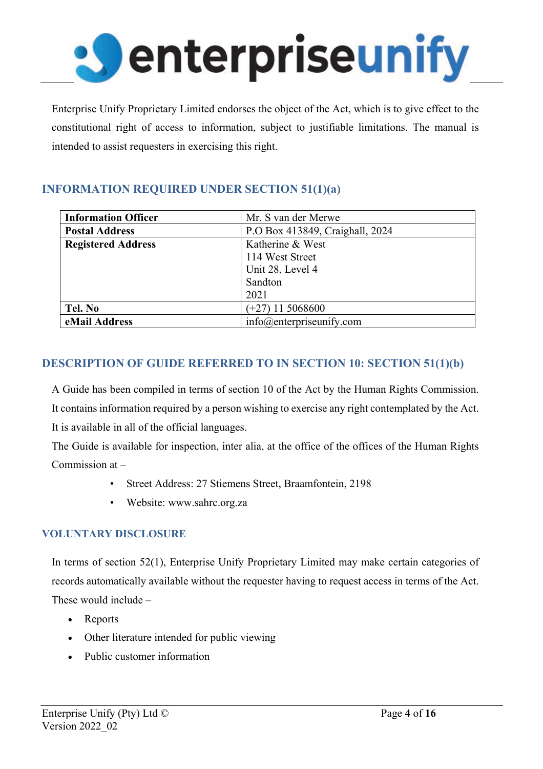Enterprise Unify Proprietary Limited endorses the object of the Act, which is to give effect to the constitutional right of access to information, subject to justifiable limitations. The manual is intended to assist requesters in exercising this right.

## INFORMATION REQUIRED UNDER SECTION 51(1)(a)

| **Information Officer** | Mr. S van der Merwe |
|---|---|
| **Postal Address** | P.O Box 413849, Craighall, 2024 |
| **Registered Address** | Katherine & West<br>114 West Street<br>Unit 28, Level 4<br>Sandton<br>2021 |
| **Tel. No** | (+27) 11 5068600 |
| **eMail Address** | info@enterpriseunify.com |

## DESCRIPTION OF GUIDE REFERRED TO IN SECTION 10: SECTION 51(1)(b)

A Guide has been compiled in terms of section 10 of the Act by the Human Rights Commission. It contains information required by a person wishing to exercise any right contemplated by the Act. It is available in all of the official languages.

The Guide is available for inspection, inter alia, at the office of the offices of the Human Rights Commission at –

- Street Address: 27 Stiemens Street, Braamfontein, 2198
- Website: www.sahrc.org.za

## VOLUNTARY DISCLOSURE

In terms of section 52(1), Enterprise Unify Proprietary Limited may make certain categories of records automatically available without the requester having to request access in terms of the Act. These would include –

- Reports
- Other literature intended for public viewing
- Public customer information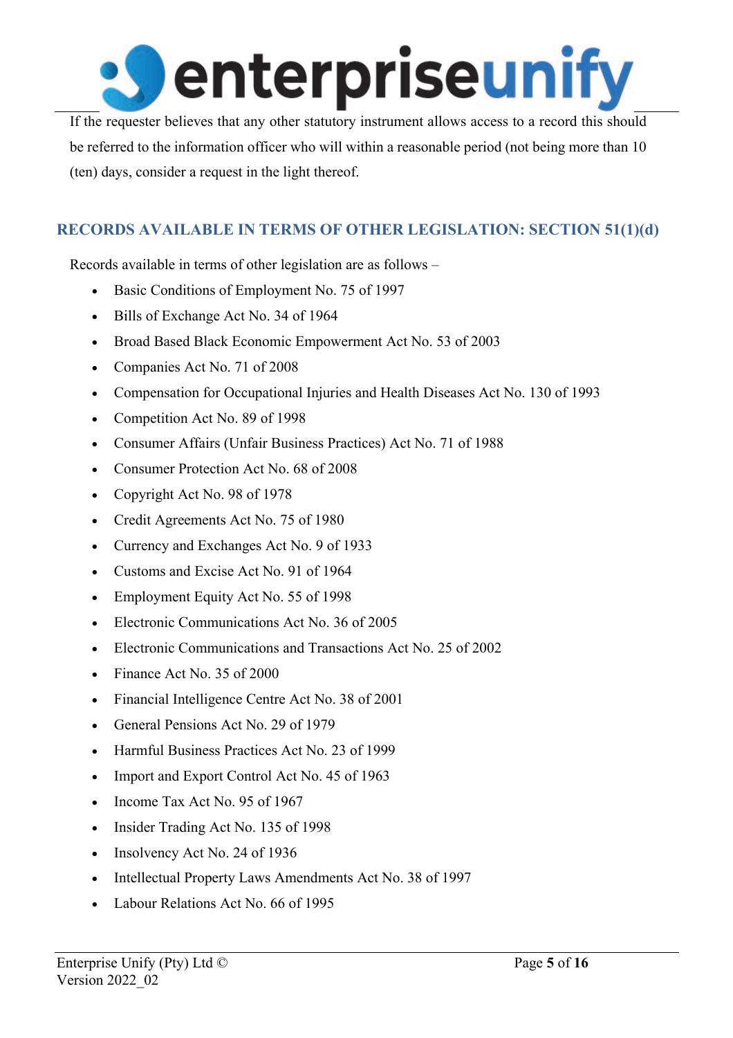If the requester believes that any other statutory instrument allows access to a record this should be referred to the information officer who will within a reasonable period (not being more than 10 (ten) days, consider a request in the light thereof.

## RECORDS AVAILABLE IN TERMS OF OTHER LEGISLATION: SECTION 51(1)(d)

Records available in terms of other legislation are as follows –

- Basic Conditions of Employment No. 75 of 1997
- Bills of Exchange Act No. 34 of 1964
- Broad Based Black Economic Empowerment Act No. 53 of 2003
- Companies Act No. 71 of 2008
- Compensation for Occupational Injuries and Health Diseases Act No. 130 of 1993
- Competition Act No. 89 of 1998
- Consumer Affairs (Unfair Business Practices) Act No. 71 of 1988
- Consumer Protection Act No. 68 of 2008
- Copyright Act No. 98 of 1978
- Credit Agreements Act No. 75 of 1980
- Currency and Exchanges Act No. 9 of 1933
- Customs and Excise Act No. 91 of 1964
- Employment Equity Act No. 55 of 1998
- Electronic Communications Act No. 36 of 2005
- Electronic Communications and Transactions Act No. 25 of 2002
- Finance Act No. 35 of 2000
- Financial Intelligence Centre Act No. 38 of 2001
- General Pensions Act No. 29 of 1979
- Harmful Business Practices Act No. 23 of 1999
- Import and Export Control Act No. 45 of 1963
- Income Tax Act No. 95 of 1967
- Insider Trading Act No. 135 of 1998
- Insolvency Act No. 24 of 1936
- Intellectual Property Laws Amendments Act No. 38 of 1997
- Labour Relations Act No. 66 of 1995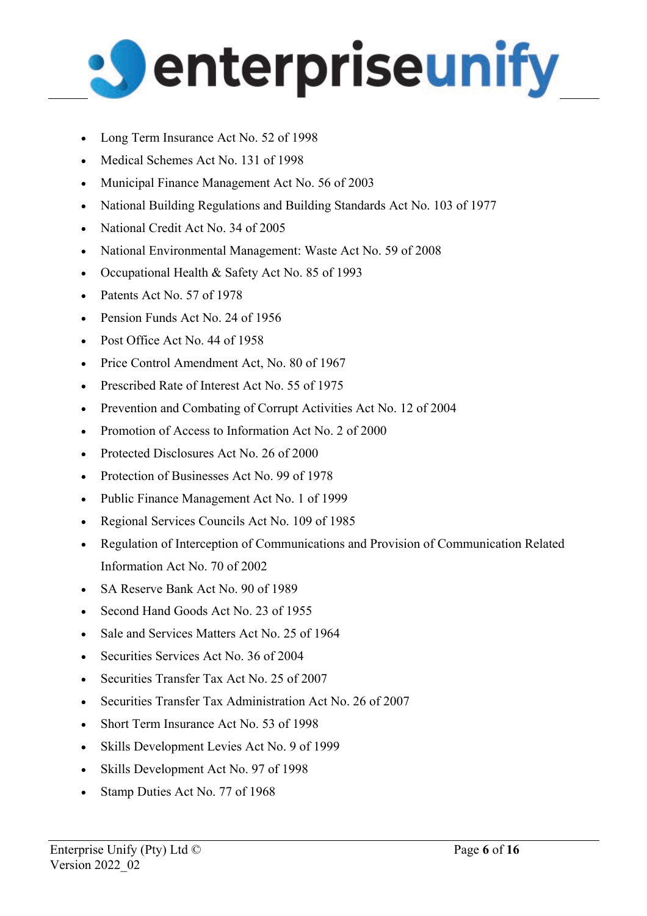- Long Term Insurance Act No. 52 of 1998
- Medical Schemes Act No. 131 of 1998
- Municipal Finance Management Act No. 56 of 2003
- National Building Regulations and Building Standards Act No. 103 of 1977
- National Credit Act No. 34 of 2005
- National Environmental Management: Waste Act No. 59 of 2008
- Occupational Health & Safety Act No. 85 of 1993
- Patents Act No. 57 of 1978
- Pension Funds Act No. 24 of 1956
- Post Office Act No. 44 of 1958
- Price Control Amendment Act, No. 80 of 1967
- Prescribed Rate of Interest Act No. 55 of 1975
- Prevention and Combating of Corrupt Activities Act No. 12 of 2004
- Promotion of Access to Information Act No. 2 of 2000
- Protected Disclosures Act No. 26 of 2000
- Protection of Businesses Act No. 99 of 1978
- Public Finance Management Act No. 1 of 1999
- Regional Services Councils Act No. 109 of 1985
- Regulation of Interception of Communications and Provision of Communication Related Information Act No. 70 of 2002
- SA Reserve Bank Act No. 90 of 1989
- Second Hand Goods Act No. 23 of 1955
- Sale and Services Matters Act No. 25 of 1964
- Securities Services Act No. 36 of 2004
- Securities Transfer Tax Act No. 25 of 2007
- Securities Transfer Tax Administration Act No. 26 of 2007
- Short Term Insurance Act No. 53 of 1998
- Skills Development Levies Act No. 9 of 1999
- Skills Development Act No. 97 of 1998
- Stamp Duties Act No. 77 of 1968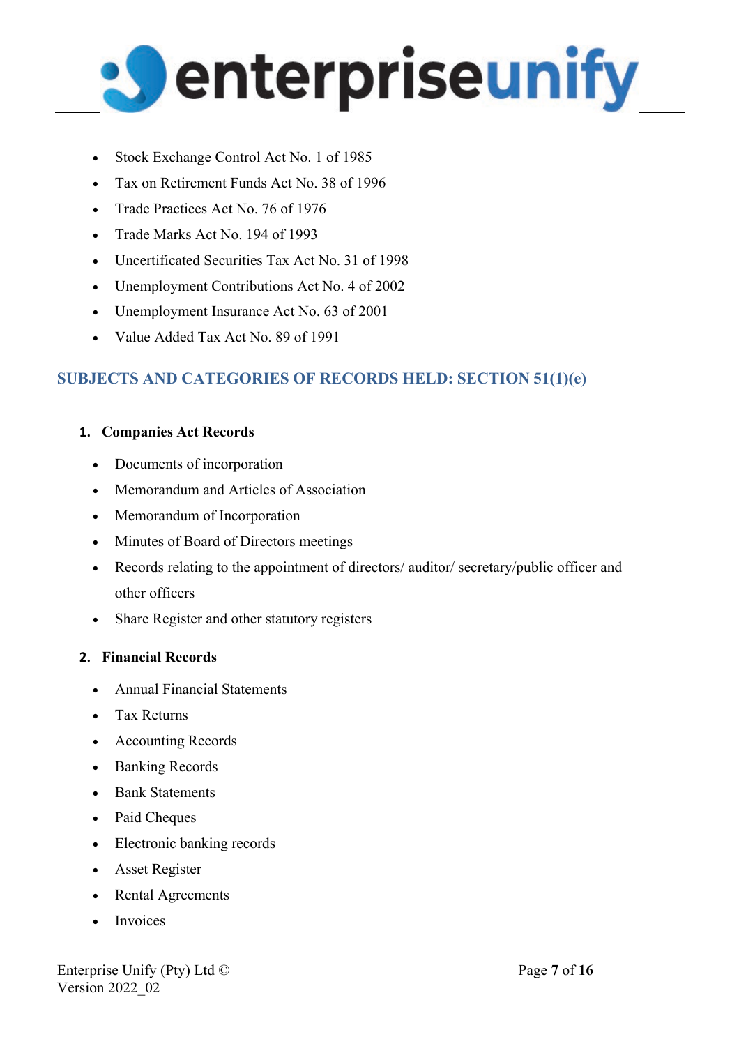- Stock Exchange Control Act No. 1 of 1985
- Tax on Retirement Funds Act No. 38 of 1996
- Trade Practices Act No. 76 of 1976
- Trade Marks Act No. 194 of 1993
- Uncertificated Securities Tax Act No. 31 of 1998
- Unemployment Contributions Act No. 4 of 2002
- Unemployment Insurance Act No. 63 of 2001
- Value Added Tax Act No. 89 of 1991

## SUBJECTS AND CATEGORIES OF RECORDS HELD: SECTION 51(1)(e)

### 1. Companies Act Records

- Documents of incorporation
- Memorandum and Articles of Association
- Memorandum of Incorporation
- Minutes of Board of Directors meetings
- Records relating to the appointment of directors/ auditor/ secretary/public officer and other officers
- Share Register and other statutory registers

### 2. Financial Records

- Annual Financial Statements
- Tax Returns
- Accounting Records
- Banking Records
- Bank Statements
- Paid Cheques
- Electronic banking records
- Asset Register
- Rental Agreements
- Invoices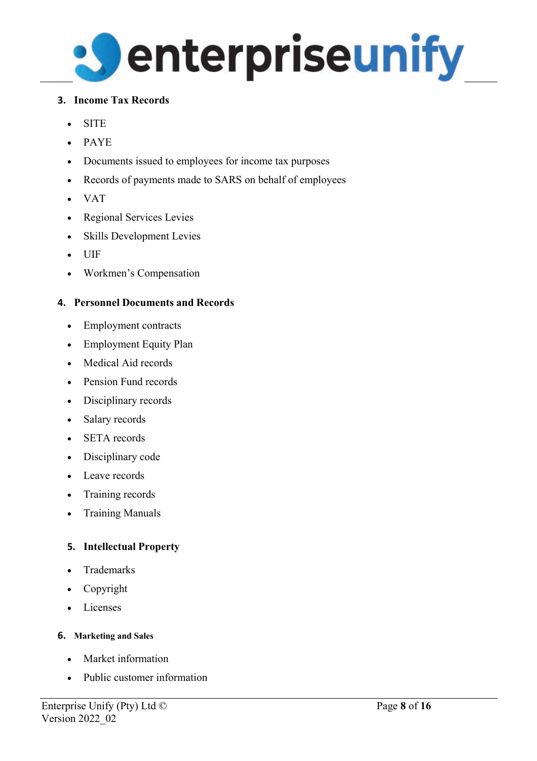### 3. Income Tax Records

- SITE
- PAYE
- Documents issued to employees for income tax purposes
- Records of payments made to SARS on behalf of employees
- VAT
- Regional Services Levies
- Skills Development Levies
- UIF
- Workmen's Compensation

### 4. Personnel Documents and Records

- Employment contracts
- Employment Equity Plan
- Medical Aid records
- Pension Fund records
- Disciplinary records
- Salary records
- SETA records
- Disciplinary code
- Leave records
- Training records
- Training Manuals

### 5. Intellectual Property

- Trademarks
- Copyright
- Licenses

### 6. Marketing and Sales

- Market information
- Public customer information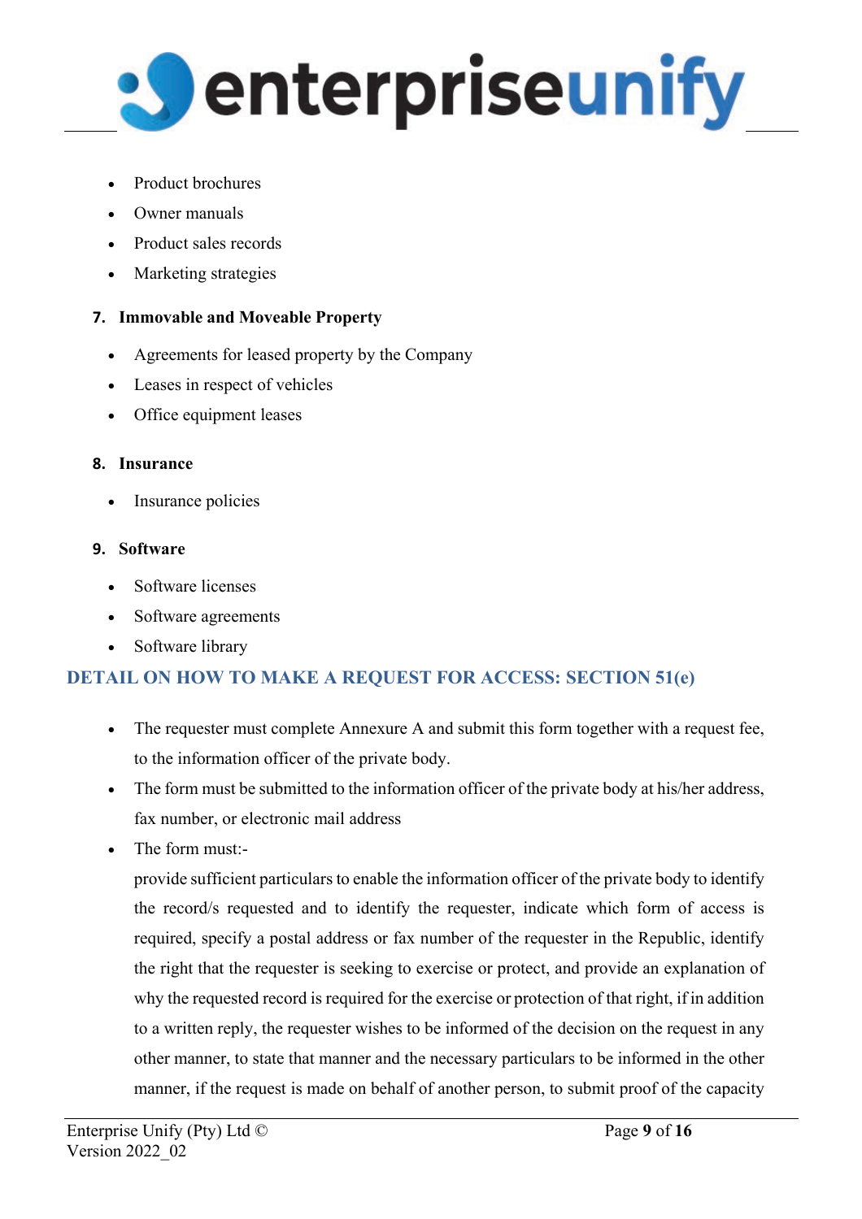- Product brochures
- Owner manuals
- Product sales records
- Marketing strategies

**7. Immovable and Moveable Property**

- Agreements for leased property by the Company
- Leases in respect of vehicles
- Office equipment leases

**8. Insurance**

- Insurance policies

**9. Software**

- Software licenses
- Software agreements
- Software library

## DETAIL ON HOW TO MAKE A REQUEST FOR ACCESS: SECTION 51(e)

- The requester must complete Annexure A and submit this form together with a request fee, to the information officer of the private body.
- The form must be submitted to the information officer of the private body at his/her address, fax number, or electronic mail address
- The form must:-

  provide sufficient particulars to enable the information officer of the private body to identify the record/s requested and to identify the requester, indicate which form of access is required, specify a postal address or fax number of the requester in the Republic, identify the right that the requester is seeking to exercise or protect, and provide an explanation of why the requested record is required for the exercise or protection of that right, if in addition to a written reply, the requester wishes to be informed of the decision on the request in any other manner, to state that manner and the necessary particulars to be informed in the other manner, if the request is made on behalf of another person, to submit proof of the capacity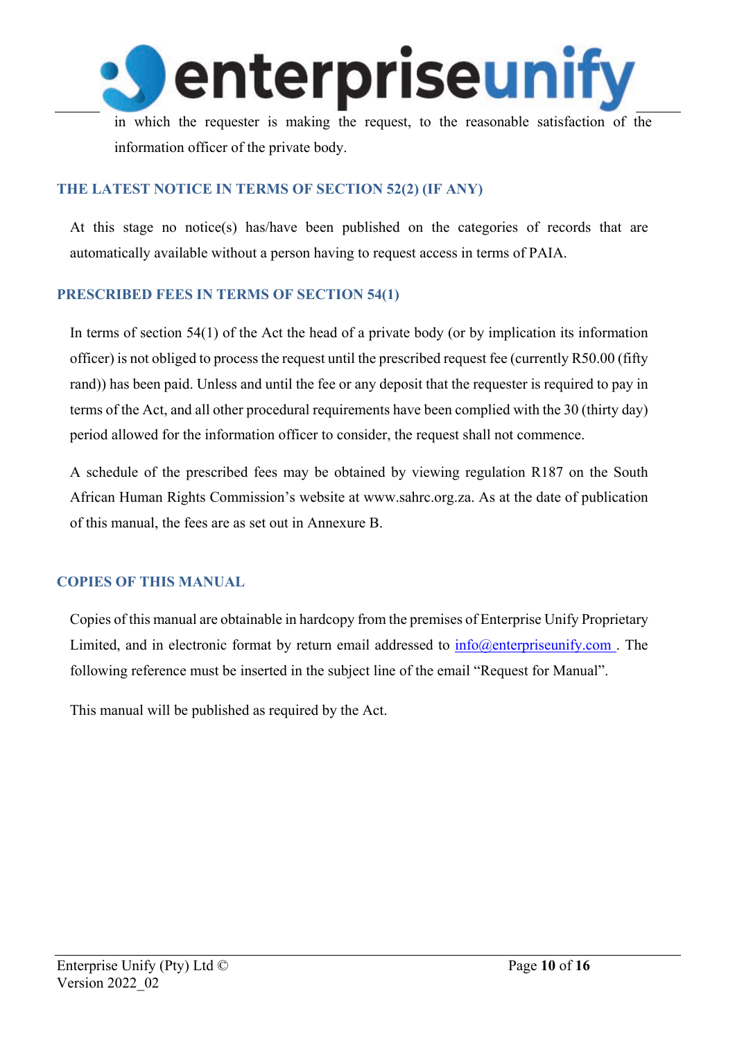in which the requester is making the request, to the reasonable satisfaction of the information officer of the private body.

## THE LATEST NOTICE IN TERMS OF SECTION 52(2) (IF ANY)

At this stage no notice(s) has/have been published on the categories of records that are automatically available without a person having to request access in terms of PAIA.

## PRESCRIBED FEES IN TERMS OF SECTION 54(1)

In terms of section 54(1) of the Act the head of a private body (or by implication its information officer) is not obliged to process the request until the prescribed request fee (currently R50.00 (fifty rand)) has been paid. Unless and until the fee or any deposit that the requester is required to pay in terms of the Act, and all other procedural requirements have been complied with the 30 (thirty day) period allowed for the information officer to consider, the request shall not commence.

A schedule of the prescribed fees may be obtained by viewing regulation R187 on the South African Human Rights Commission's website at www.sahrc.org.za. As at the date of publication of this manual, the fees are as set out in Annexure B.

## COPIES OF THIS MANUAL

Copies of this manual are obtainable in hardcopy from the premises of Enterprise Unify Proprietary Limited, and in electronic format by return email addressed to info@enterpriseunify.com . The following reference must be inserted in the subject line of the email "Request for Manual".

This manual will be published as required by the Act.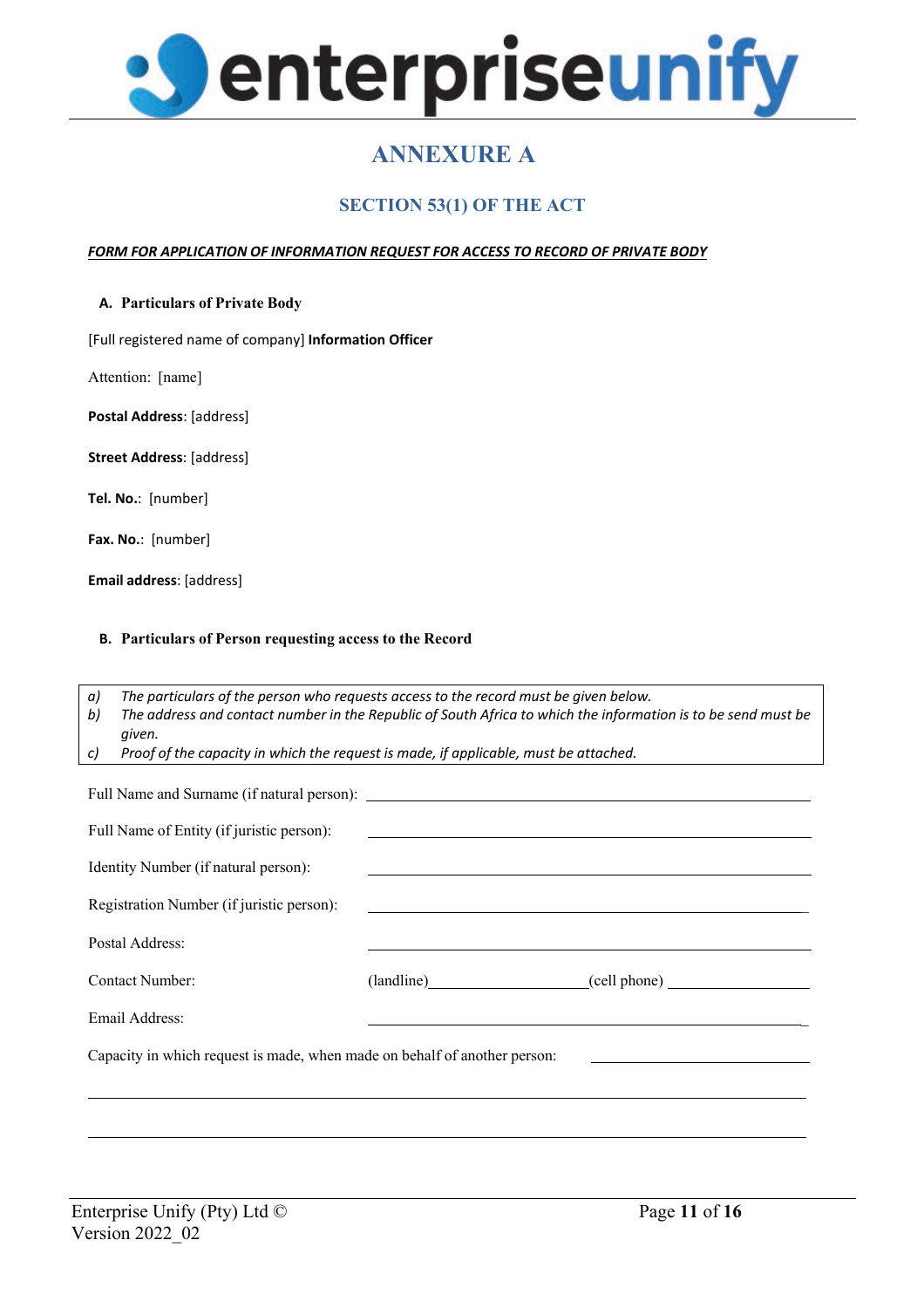# ANNEXURE A

## SECTION 53(1) OF THE ACT

***FORM FOR APPLICATION OF INFORMATION REQUEST FOR ACCESS TO RECORD OF PRIVATE BODY***

### A. Particulars of Private Body

[Full registered name of company] **Information Officer**

Attention: [name]

**Postal Address**: [address]

**Street Address**: [address]

**Tel. No.**: [number]

**Fax. No.**: [number]

**Email address**: [address]

### B. Particulars of Person requesting access to the Record

*a) The particulars of the person who requests access to the record must be given below.*
*b) The address and contact number in the Republic of South Africa to which the information is to be send must be given.*
*c) Proof of the capacity in which the request is made, if applicable, must be attached.*

Full Name and Surname (if natural person): ______________________________

Full Name of Entity (if juristic person): ______________________________

Identity Number (if natural person): ______________________________

Registration Number (if juristic person): ______________________________

Postal Address: ______________________________

Contact Number: (landline)____________________(cell phone) ____________________

Email Address: ______________________________

Capacity in which request is made, when made on behalf of another person: ____________________

______________________________________________________________________

______________________________________________________________________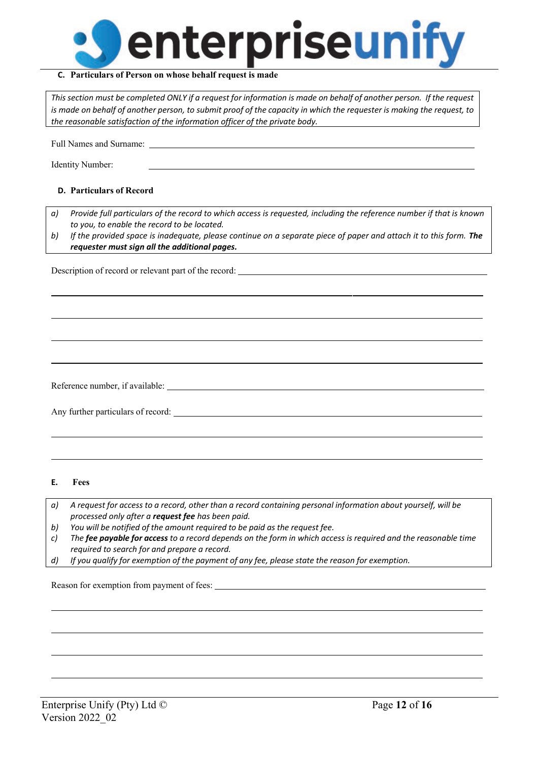### C. Particulars of Person on whose behalf request is made

*This section must be completed ONLY if a request for information is made on behalf of another person. If the request is made on behalf of another person, to submit proof of the capacity in which the requester is making the request, to the reasonable satisfaction of the information officer of the private body.*

Full Names and Surname: ______________________________________________

Identity Number: ______________________________________________

### D. Particulars of Record

*a) Provide full particulars of the record to which access is requested, including the reference number if that is known to you, to enable the record to be located.*

*b) If the provided space is inadequate, please continue on a separate piece of paper and attach it to this form.* ***The requester must sign all the additional pages.***

Description of record or relevant part of the record: ______________________________________________

______________________________________________

______________________________________________

______________________________________________

______________________________________________

Reference number, if available: ______________________________________________

Any further particulars of record: ______________________________________________

______________________________________________

______________________________________________

### E. Fees

*a) A request for access to a record, other than a record containing personal information about yourself, will be processed only after a* ***request fee*** *has been paid.*

*b) You will be notified of the amount required to be paid as the request fee.*

*c) The* ***fee payable for access*** *to a record depends on the form in which access is required and the reasonable time required to search for and prepare a record.*

*d) If you qualify for exemption of the payment of any fee, please state the reason for exemption.*

Reason for exemption from payment of fees: ______________________________________________

______________________________________________

______________________________________________

______________________________________________

______________________________________________

Enterprise Unify (Pty) Ltd ©
Version 2022_02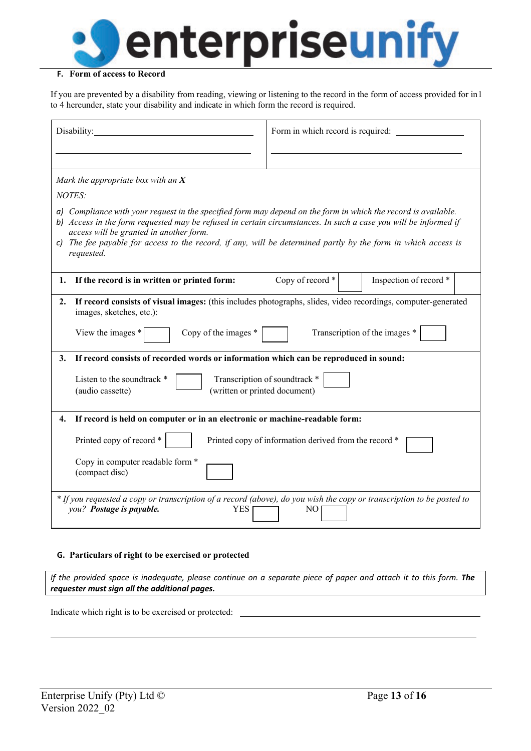### F. Form of access to Record

If you are prevented by a disability from reading, viewing or listening to the record in the form of access provided for in1 to 4 hereunder, state your disability and indicate in which form the record is required.

| Disability: ______________________________ | Form in which record is required: ______________ |
|---|---|

*Mark the appropriate box with an **X***

*NOTES:*

- *a) Compliance with your request in the specified form may depend on the form in which the record is available.*
- *b) Access in the form requested may be refused in certain circumstances. In such a case you will be informed if access will be granted in another form.*
- *c) The fee payable for access to the record, if any, will be determined partly by the form in which access is requested.*

**1. If the record is in written or printed form:**

Copy of record * ☐ Inspection of record * ☐

**2. If record consists of visual images:** (this includes photographs, slides, video recordings, computer-generated images, sketches, etc.):

View the images * ☐ Copy of the images * ☐ Transcription of the images * ☐

**3. If record consists of recorded words or information which can be reproduced in sound:**

Listen to the soundtrack * (audio cassette) ☐ Transcription of soundtrack * (written or printed document) ☐

**4. If record is held on computer or in an electronic or machine-readable form:**

Printed copy of record * ☐ Printed copy of information derived from the record * ☐

Copy in computer readable form * (compact disc) ☐

*\* If you requested a copy or transcription of a record (above), do you wish the copy or transcription to be posted to you? **Postage is payable.*** YES ☐ NO ☐

### G. Particulars of right to be exercised or protected

*If the provided space is inadequate, please continue on a separate piece of paper and attach it to this form. **The requester must sign all the additional pages.***

Indicate which right is to be exercised or protected: ______________________________

______________________________________________________________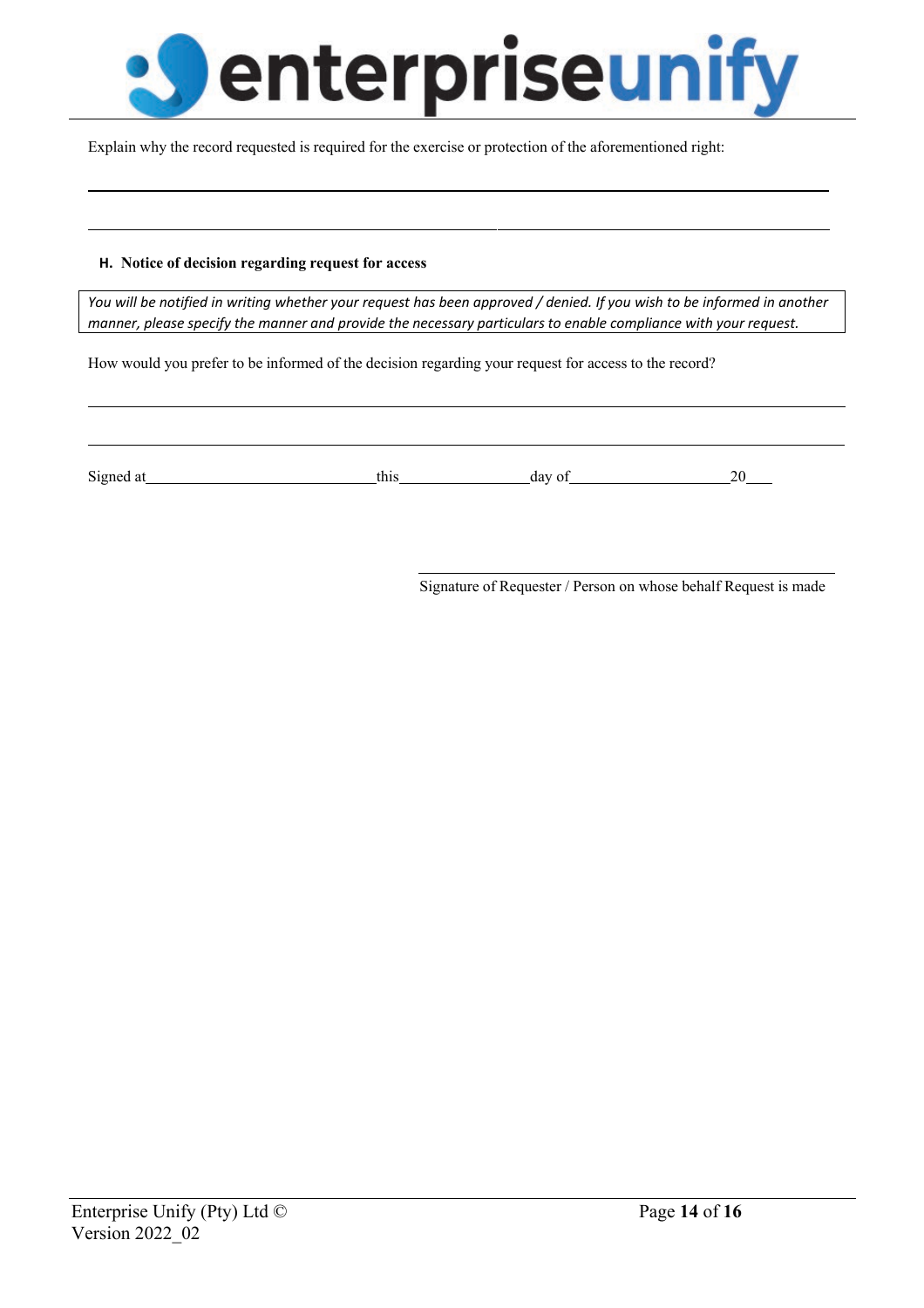Explain why the record requested is required for the exercise or protection of the aforementioned right:

\_\_\_\_\_\_\_\_\_\_\_\_\_\_\_\_\_\_\_\_\_\_\_\_\_\_\_\_\_\_\_\_\_\_\_\_\_\_\_\_\_\_\_\_\_\_\_\_\_\_\_\_\_\_\_\_\_\_\_\_\_\_\_\_\_\_\_\_\_\_\_\_\_\_

\_\_\_\_\_\_\_\_\_\_\_\_\_\_\_\_\_\_\_\_\_\_\_\_\_\_\_\_\_\_\_\_\_\_\_\_\_\_\_\_\_\_\_\_\_\_\_\_\_\_\_\_\_\_\_\_\_\_\_\_\_\_\_\_\_\_\_\_\_\_\_\_\_\_

### H. Notice of decision regarding request for access

| *You will be notified in writing whether your request has been approved / denied. If you wish to be informed in another manner, please specify the manner and provide the necessary particulars to enable compliance with your request.* |
|---|

How would you prefer to be informed of the decision regarding your request for access to the record?

\_\_\_\_\_\_\_\_\_\_\_\_\_\_\_\_\_\_\_\_\_\_\_\_\_\_\_\_\_\_\_\_\_\_\_\_\_\_\_\_\_\_\_\_\_\_\_\_\_\_\_\_\_\_\_\_\_\_\_\_\_\_\_\_\_\_\_\_\_\_\_\_\_\_

\_\_\_\_\_\_\_\_\_\_\_\_\_\_\_\_\_\_\_\_\_\_\_\_\_\_\_\_\_\_\_\_\_\_\_\_\_\_\_\_\_\_\_\_\_\_\_\_\_\_\_\_\_\_\_\_\_\_\_\_\_\_\_\_\_\_\_\_\_\_\_\_\_\_

Signed at\_\_\_\_\_\_\_\_\_\_\_\_\_\_\_\_\_\_\_\_\_\_\_\_\_\_\_\_this\_\_\_\_\_\_\_\_\_\_\_\_\_\_\_\_day of\_\_\_\_\_\_\_\_\_\_\_\_\_\_\_\_\_\_\_\_20\_\_\_

\_\_\_\_\_\_\_\_\_\_\_\_\_\_\_\_\_\_\_\_\_\_\_\_\_\_\_\_\_\_\_\_\_\_\_\_\_\_\_\_\_\_\_\_\_\_\_\_

Signature of Requester / Person on whose behalf Request is made

Enterprise Unify (Pty) Ltd ©
Version 2022_02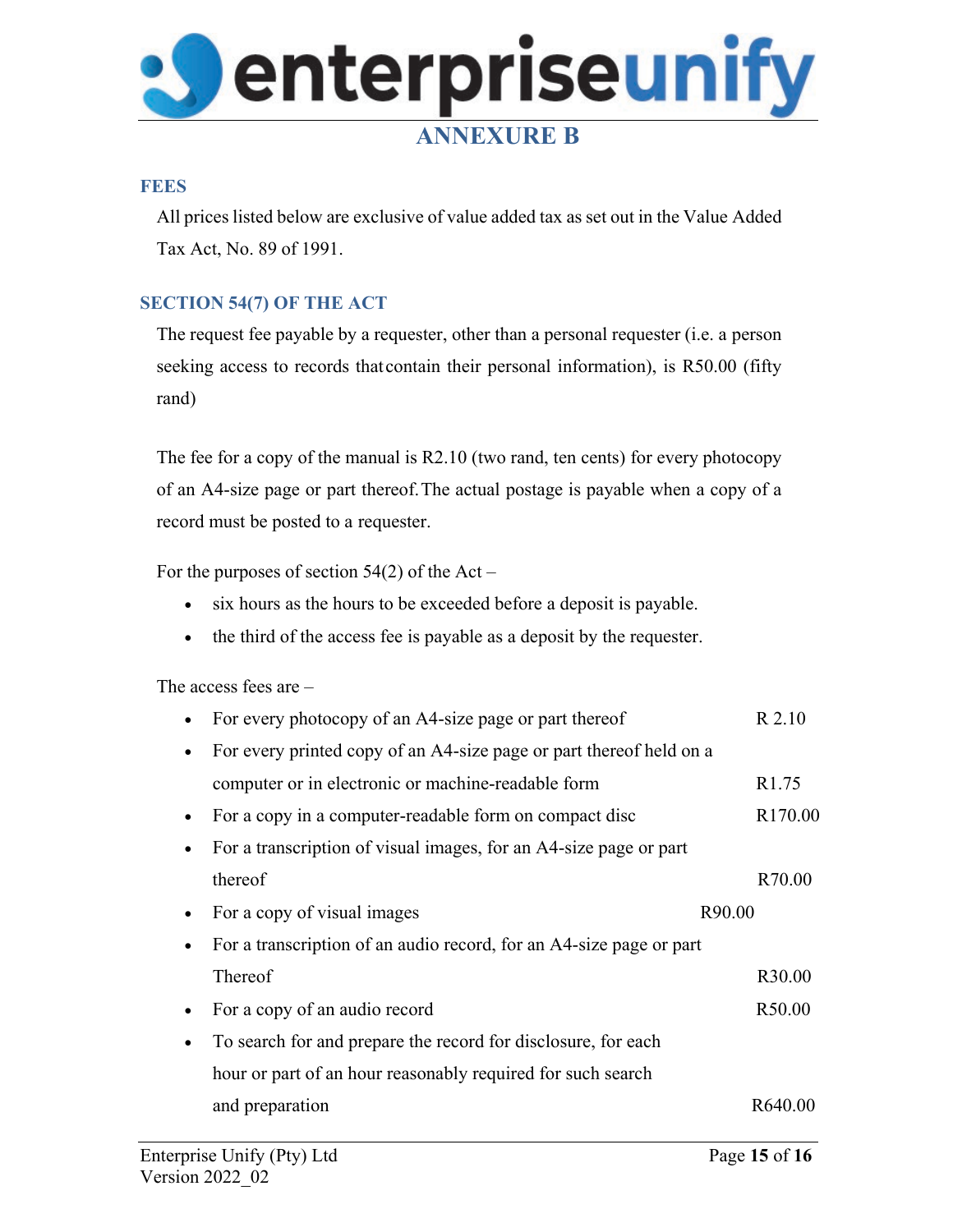# ANNEXURE B

## FEES

All prices listed below are exclusive of value added tax as set out in the Value Added Tax Act, No. 89 of 1991.

## SECTION 54(7) OF THE ACT

The request fee payable by a requester, other than a personal requester (i.e. a person seeking access to records that contain their personal information), is R50.00 (fifty rand)

The fee for a copy of the manual is R2.10 (two rand, ten cents) for every photocopy of an A4-size page or part thereof. The actual postage is payable when a copy of a record must be posted to a requester.

For the purposes of section 54(2) of the Act –

- six hours as the hours to be exceeded before a deposit is payable.
- the third of the access fee is payable as a deposit by the requester.

The access fees are –

- For every photocopy of an A4-size page or part thereof — R 2.10
- For every printed copy of an A4-size page or part thereof held on a computer or in electronic or machine-readable form — R1.75
- For a copy in a computer-readable form on compact disc — R170.00
- For a transcription of visual images, for an A4-size page or part thereof — R70.00
- For a copy of visual images — R90.00
- For a transcription of an audio record, for an A4-size page or part Thereof — R30.00
- For a copy of an audio record — R50.00
- To search for and prepare the record for disclosure, for each hour or part of an hour reasonably required for such search and preparation — R640.00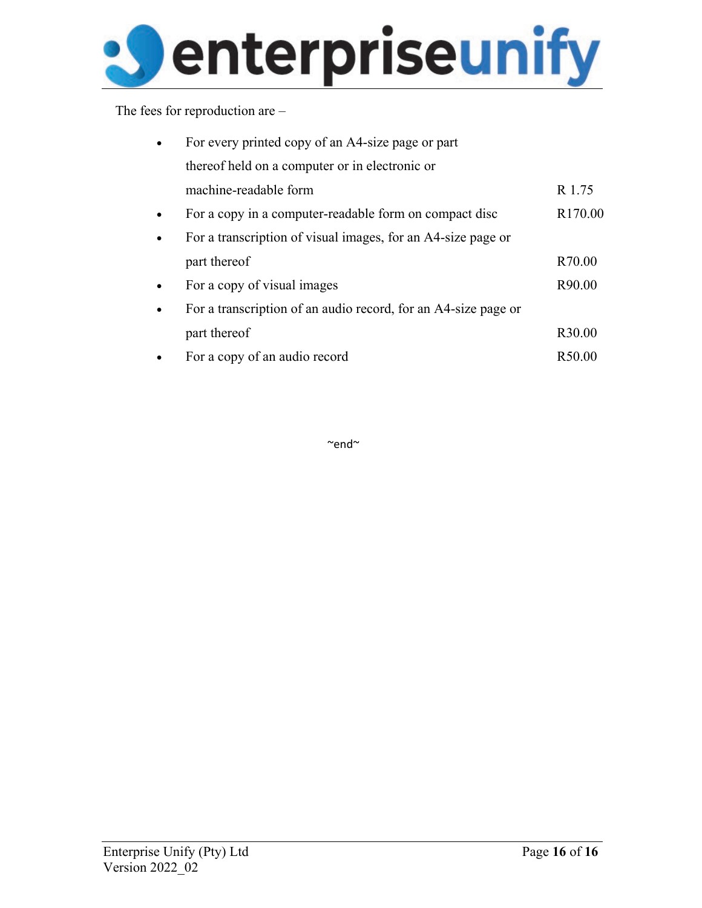The fees for reproduction are –

- For every printed copy of an A4-size page or part thereof held on a computer or in electronic or machine-readable form R 1.75
- For a copy in a computer-readable form on compact disc R170.00
- For a transcription of visual images, for an A4-size page or part thereof R70.00
- For a copy of visual images R90.00
- For a transcription of an audio record, for an A4-size page or part thereof R30.00
- For a copy of an audio record R50.00

~end~